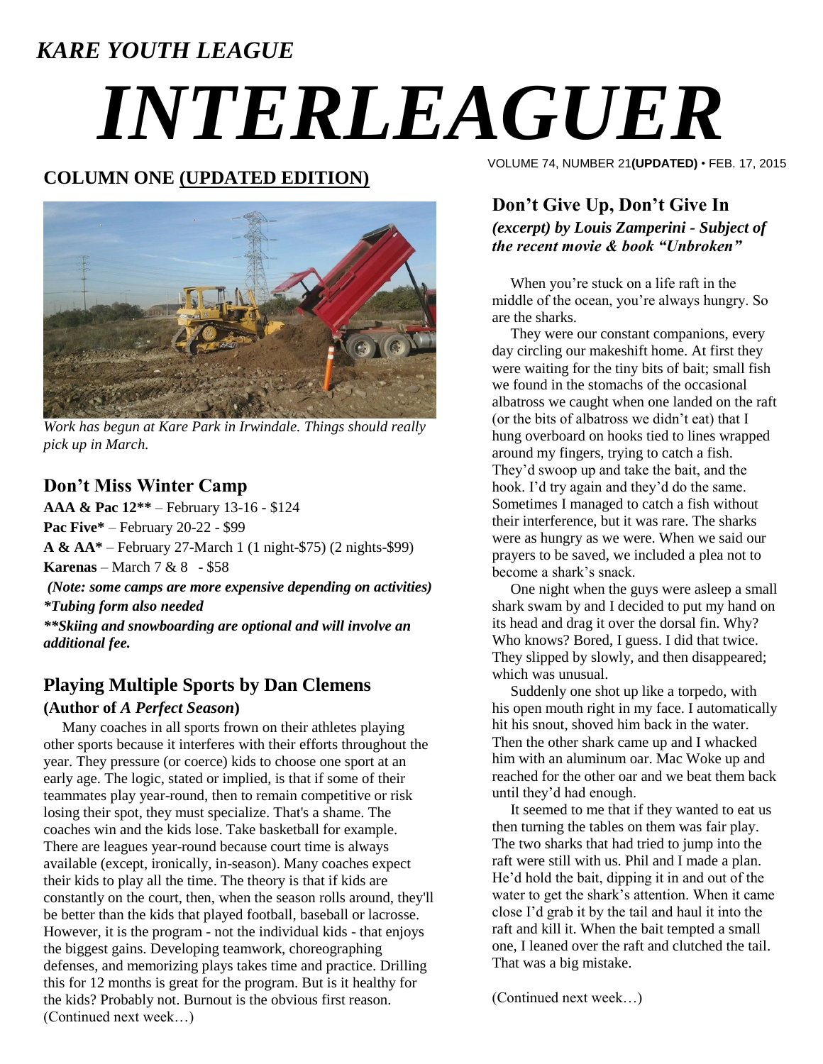*KARE YOUTH LEAGUE*

# *INTERLEAGUER*

VOLUME 74, NUMBER 21**(UPDATED)** • FEB. 17, 2015

## COLUMN ONE <u>(UPDATED EDITION)</u>

*Work has begun at Kare Park in Irwindale. Things should really pick up in March.*

### Don't Miss Winter Camp

**AAA & Pac 12\*\*** – February 13-16 - $124
**Pac Five\*** – February 20-22 - $99
**A & AA\*** – February 27-March 1 (1 night-$75) (2 nights-$99)
**Karenas** – March 7 & 8 - $58

***(Note: some camps are more expensive depending on activities)***
***\*Tubing form also needed***
***\*\*Skiing and snowboarding are optional and will involve an additional fee.***

### Playing Multiple Sports by Dan Clemens

**(Author of *A Perfect Season*)**

Many coaches in all sports frown on their athletes playing other sports because it interferes with their efforts throughout the year. They pressure (or coerce) kids to choose one sport at an early age. The logic, stated or implied, is that if some of their teammates play year-round, then to remain competitive or risk losing their spot, they must specialize. That's a shame. The coaches win and the kids lose. Take basketball for example. There are leagues year-round because court time is always available (except, ironically, in-season). Many coaches expect their kids to play all the time. The theory is that if kids are constantly on the court, then, when the season rolls around, they'll be better than the kids that played football, baseball or lacrosse. However, it is the program - not the individual kids - that enjoys the biggest gains. Developing teamwork, choreographing defenses, and memorizing plays takes time and practice. Drilling this for 12 months is great for the program. But is it healthy for the kids? Probably not. Burnout is the obvious first reason. (Continued next week…)

### Don't Give Up, Don't Give In

***(excerpt) by Louis Zamperini - Subject of the recent movie & book "Unbroken"***

When you're stuck on a life raft in the middle of the ocean, you're always hungry. So are the sharks.

They were our constant companions, every day circling our makeshift home. At first they were waiting for the tiny bits of bait; small fish we found in the stomachs of the occasional albatross we caught when one landed on the raft (or the bits of albatross we didn't eat) that I hung overboard on hooks tied to lines wrapped around my fingers, trying to catch a fish. They'd swoop up and take the bait, and the hook. I'd try again and they'd do the same. Sometimes I managed to catch a fish without their interference, but it was rare. The sharks were as hungry as we were. When we said our prayers to be saved, we included a plea not to become a shark's snack.

One night when the guys were asleep a small shark swam by and I decided to put my hand on its head and drag it over the dorsal fin. Why? Who knows? Bored, I guess. I did that twice. They slipped by slowly, and then disappeared; which was unusual.

Suddenly one shot up like a torpedo, with his open mouth right in my face. I automatically hit his snout, shoved him back in the water. Then the other shark came up and I whacked him with an aluminum oar. Mac Woke up and reached for the other oar and we beat them back until they'd had enough.

It seemed to me that if they wanted to eat us then turning the tables on them was fair play. The two sharks that had tried to jump into the raft were still with us. Phil and I made a plan. He'd hold the bait, dipping it in and out of the water to get the shark's attention. When it came close I'd grab it by the tail and haul it into the raft and kill it. When the bait tempted a small one, I leaned over the raft and clutched the tail. That was a big mistake.

(Continued next week…)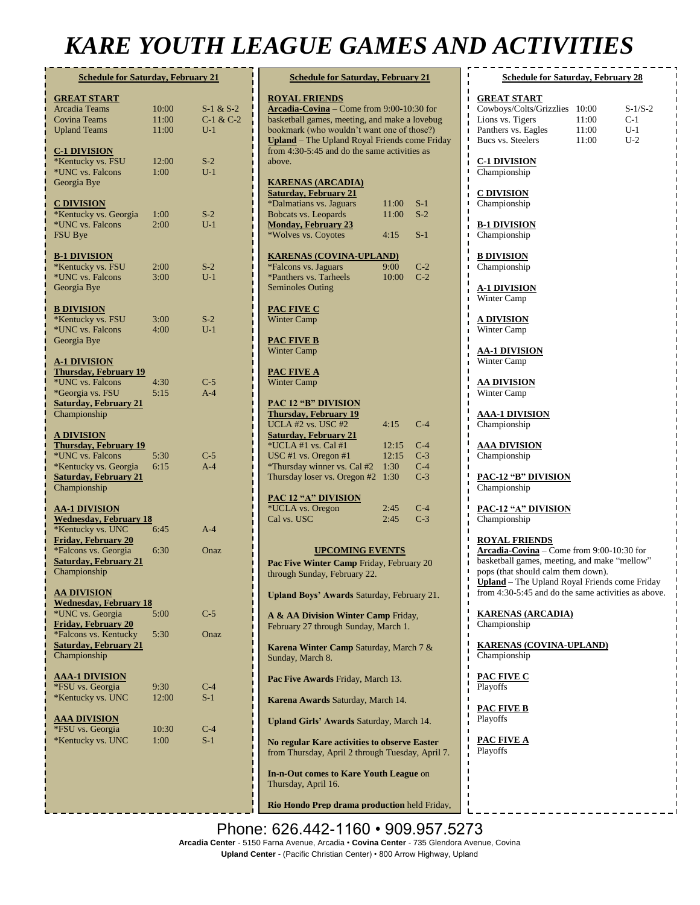# KARE YOUTH LEAGUE GAMES AND ACTIVITIES

## Schedule for Saturday, February 21

**GREAT START**

| | | |
|---|---|---|
| Arcadia Teams | 10:00 | S-1 & S-2 |
| Covina Teams | 11:00 | C-1 & C-2 |
| Upland Teams | 11:00 | U-1 |

**C-1 DIVISION**

| | | |
|---|---|---|
| *Kentucky vs. FSU | 12:00 | S-2 |
| *UNC vs. Falcons | 1:00 | U-1 |
| Georgia Bye | | |

**C DIVISION**

| | | |
|---|---|---|
| *Kentucky vs. Georgia | 1:00 | S-2 |
| *UNC vs. Falcons | 2:00 | U-1 |
| FSU Bye | | |

**B-1 DIVISION**

| | | |
|---|---|---|
| *Kentucky vs. FSU | 2:00 | S-2 |
| *UNC vs. Falcons | 3:00 | U-1 |
| Georgia Bye | | |

**B DIVISION**

| | | |
|---|---|---|
| *Kentucky vs. FSU | 3:00 | S-2 |
| *UNC vs. Falcons | 4:00 | U-1 |
| Georgia Bye | | |

**A-1 DIVISION**

**Thursday, February 19**

| | | |
|---|---|---|
| *UNC vs. Falcons | 4:30 | C-5 |
| *Georgia vs. FSU | 5:15 | A-4 |

**Saturday, February 21**
Championship

**A DIVISION**

**Thursday, February 19**

| | | |
|---|---|---|
| *UNC vs. Falcons | 5:30 | C-5 |
| *Kentucky vs. Georgia | 6:15 | A-4 |

**Saturday, February 21**
Championship

**AA-1 DIVISION**

| | | |
|---|---|---|
| **Wednesday, February 18** | | |
| *Kentucky vs. UNC | 6:45 | A-4 |
| **Friday, February 20** | | |
| *Falcons vs. Georgia | 6:30 | Onaz |

**Saturday, February 21**
Championship

**AA DIVISION**

| | | |
|---|---|---|
| **Wednesday, February 18** | | |
| *UNC vs. Georgia | 5:00 | C-5 |
| **Friday, February 20** | | |
| *Falcons vs. Kentucky | 5:30 | Onaz |

**Saturday, February 21**
Championship

**AAA-1 DIVISION**

| | | |
|---|---|---|
| *FSU vs. Georgia | 9:30 | C-4 |
| *Kentucky vs. UNC | 12:00 | S-1 |

**AAA DIVISION**

| | | |
|---|---|---|
| *FSU vs. Georgia | 10:30 | C-4 |
| *Kentucky vs. UNC | 1:00 | S-1 |

## Schedule for Saturday, February 21

**ROYAL FRIENDS**

**Arcadia-Covina** – Come from 9:00-10:30 for basketball games, meeting, and make a lovebug bookmark (who wouldn't want one of those?)
**Upland** – The Upland Royal Friends come Friday from 4:30-5:45 and do the same activities as above.

**KARENAS (ARCADIA)**

| | | |
|---|---|---|
| **Saturday, February 21** | | |
| *Dalmatians vs. Jaguars | 11:00 | S-1 |
| Bobcats vs. Leopards | 11:00 | S-2 |
| **Monday, February 23** | | |
| *Wolves vs. Coyotes | 4:15 | S-1 |

**KARENAS (COVINA-UPLAND)**

| | | |
|---|---|---|
| *Falcons vs. Jaguars | 9:00 | C-2 |
| *Panthers vs. Tarheels | 10:00 | C-2 |
| Seminoles Outing | | |

**PAC FIVE C**
Winter Camp

**PAC FIVE B**
Winter Camp

**PAC FIVE A**
Winter Camp

**PAC 12 "B" DIVISION**

| | | |
|---|---|---|
| **Thursday, February 19** | | |
| UCLA #2 vs. USC #2 | 4:15 | C-4 |
| **Saturday, February 21** | | |
| *UCLA #1 vs. Cal #1 | 12:15 | C-4 |
| USC #1 vs. Oregon #1 | 12:15 | C-3 |
| *Thursday winner vs. Cal #2 | 1:30 | C-4 |
| Thursday loser vs. Oregon #2 | 1:30 | C-3 |

**PAC 12 "A" DIVISION**

| | | |
|---|---|---|
| *UCLA vs. Oregon | 2:45 | C-4 |
| Cal vs. USC | 2:45 | C-3 |

**UPCOMING EVENTS**

**Pac Five Winter Camp** Friday, February 20 through Sunday, February 22.

**Upland Boys' Awards** Saturday, February 21.

**A & AA Division Winter Camp** Friday, February 27 through Sunday, March 1.

**Karena Winter Camp** Saturday, March 7 & Sunday, March 8.

**Pac Five Awards** Friday, March 13.

**Karena Awards** Saturday, March 14.

**Upland Girls' Awards** Saturday, March 14.

**No regular Kare activities to observe Easter** from Thursday, April 2 through Tuesday, April 7.

**In-n-Out comes to Kare Youth League** on Thursday, April 16.

**Rio Hondo Prep drama production** held Friday,

## Schedule for Saturday, February 28

**GREAT START**

| | | |
|---|---|---|
| Cowboys/Colts/Grizzlies | 10:00 | S-1/S-2 |
| Lions vs. Tigers | 11:00 | C-1 |
| Panthers vs. Eagles | 11:00 | U-1 |
| Bucs vs. Steelers | 11:00 | U-2 |

**C-1 DIVISION**
Championship

**C DIVISION**
Championship

**B-1 DIVISION**
Championship

**B DIVISION**
Championship

**A-1 DIVISION**
Winter Camp

**A DIVISION**
Winter Camp

**AA-1 DIVISION**
Winter Camp

**AA DIVISION**
Winter Camp

**AAA-1 DIVISION**
Championship

**AAA DIVISION**
Championship

**PAC-12 "B" DIVISION**
Championship

**PAC-12 "A" DIVISION**
Championship

**ROYAL FRIENDS**

**Arcadia-Covina** – Come from 9:00-10:30 for basketball games, meeting, and make "mellow" pops (that should calm them down).
**Upland** – The Upland Royal Friends come Friday from 4:30-5:45 and do the same activities as above.

**KARENAS (ARCADIA)**
Championship

**KARENAS (COVINA-UPLAND)**
Championship

**PAC FIVE C**
Playoffs

**PAC FIVE B**
Playoffs

**PAC FIVE A**
Playoffs

Phone: 626.442-1160 • 909.957.5273

**Arcadia Center** - 5150 Farna Avenue, Arcadia • **Covina Center** - 735 Glendora Avenue, Covina
**Upland Center** - (Pacific Christian Center) • 800 Arrow Highway, Upland